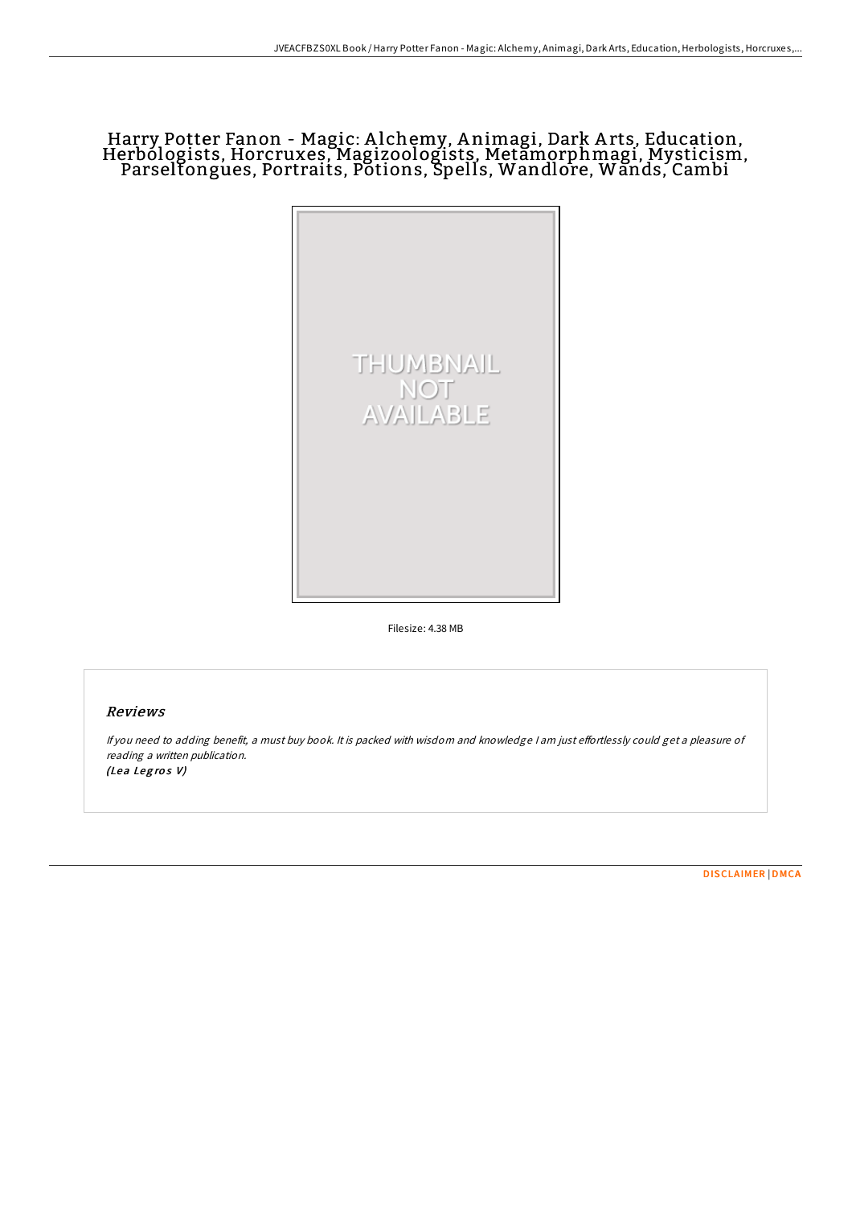# Harry Potter Fanon - Magic: Alchemy, Animagi, Dark Arts, Education, Herbologists, Horcruxes, Magizoologists, Metamorphmagi, Mysticism, Parseltongues, Portraits, Potions, Spells, Wandlore, Wands, Cambi

THUMBNAIL NOT AVAILABLE

Filesize: 4.38 MB

## Reviews

*If you need to adding benefit, a must buy book. It is packed with wisdom and knowledge I am just effortlessly could get a pleasure of reading a written publication.*
*(Lea Legros V)*

DISCLAIMER | DMCA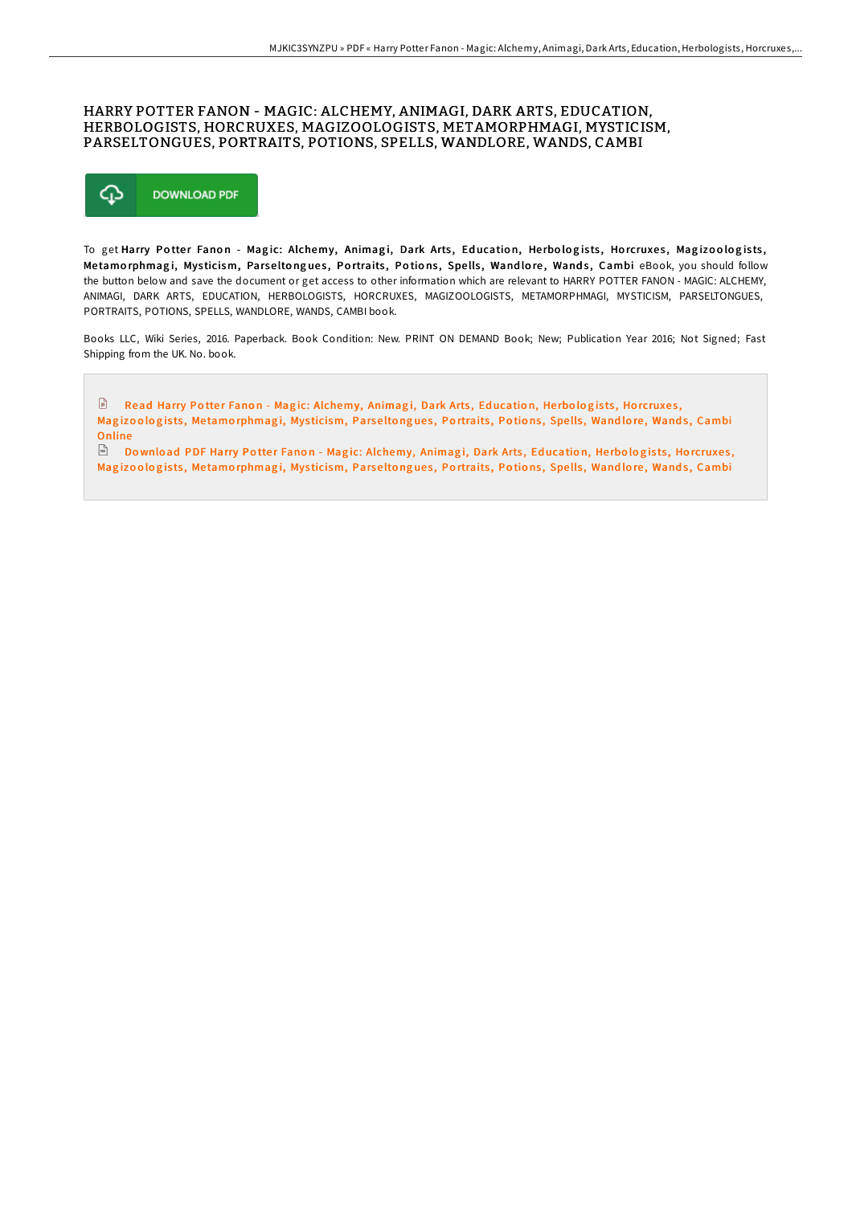# HARRY POTTER FANON - MAGIC: ALCHEMY, ANIMAGI, DARK ARTS, EDUCATION, HERBOLOGISTS, HORCRUXES, MAGIZOOLOGISTS, METAMORPHMAGI, MYSTICISM, PARSELTONGUES, PORTRAITS, POTIONS, SPELLS, WANDLORE, WANDS, CAMBI

DOWNLOAD PDF

To get **Harry Potter Fanon - Magic: Alchemy, Animagi, Dark Arts, Education, Herbologists, Horcruxes, Magizoologists, Metamorphmagi, Mysticism, Parseltongues, Portraits, Potions, Spells, Wandlore, Wands, Cambi** eBook, you should follow the button below and save the document or get access to other information which are relevant to HARRY POTTER FANON - MAGIC: ALCHEMY, ANIMAGI, DARK ARTS, EDUCATION, HERBOLOGISTS, HORCRUXES, MAGIZOOLOGISTS, METAMORPHMAGI, MYSTICISM, PARSELTONGUES, PORTRAITS, POTIONS, SPELLS, WANDLORE, WANDS, CAMBI book.

Books LLC, Wiki Series, 2016. Paperback. Book Condition: New. PRINT ON DEMAND Book; New; Publication Year 2016; Not Signed; Fast Shipping from the UK. No. book.

Read Harry Potter Fanon - Magic: Alchemy, Animagi, Dark Arts, Education, Herbologists, Horcruxes, Magizoologists, Metamorphmagi, Mysticism, Parseltongues, Portraits, Potions, Spells, Wandlore, Wands, Cambi Online

Download PDF Harry Potter Fanon - Magic: Alchemy, Animagi, Dark Arts, Education, Herbologists, Horcruxes, Magizoologists, Metamorphmagi, Mysticism, Parseltongues, Portraits, Potions, Spells, Wandlore, Wands, Cambi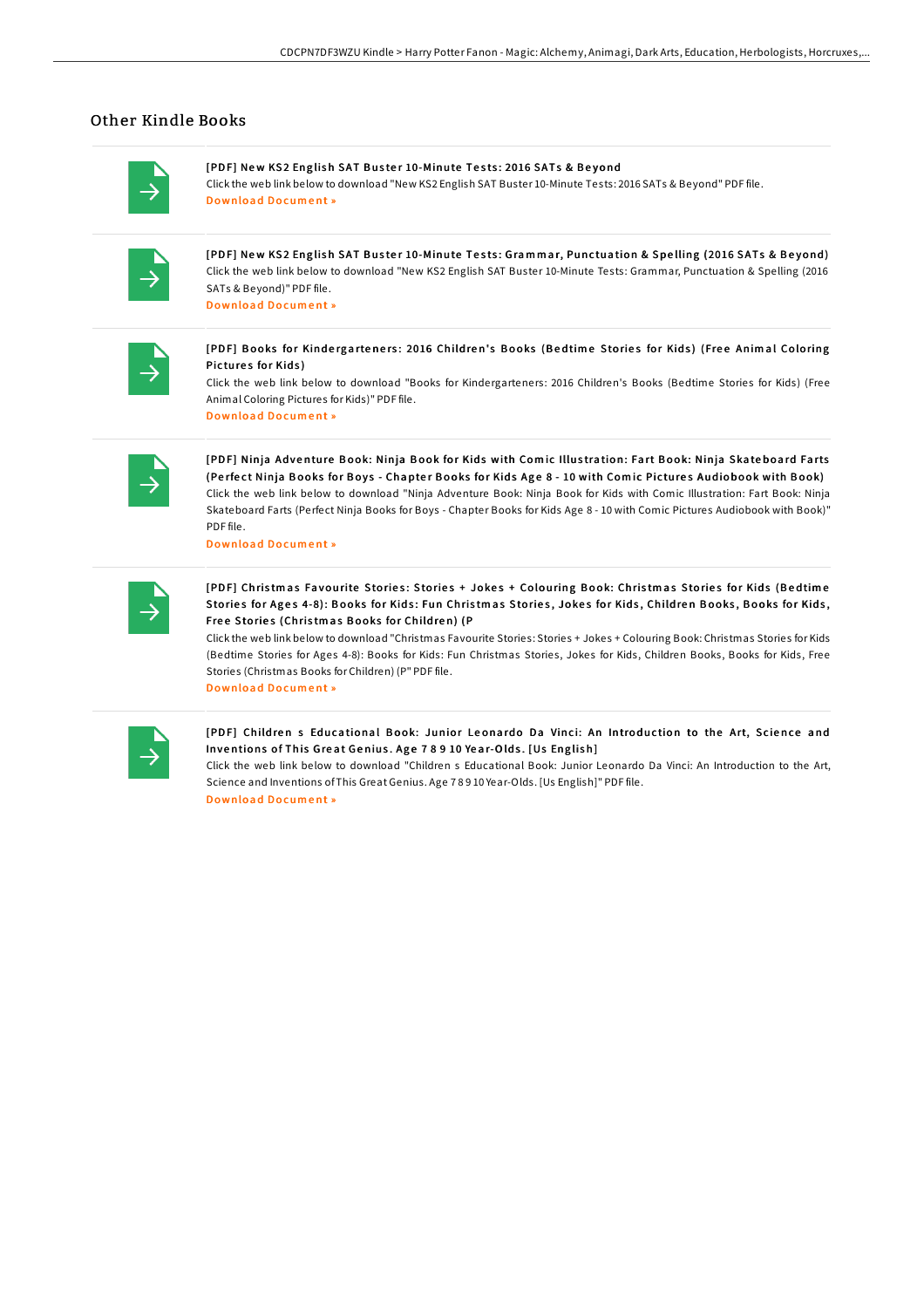## Other Kindle Books

**[PDF] New KS2 English SAT Buster 10-Minute Tests: 2016 SATs & Beyond**

Click the web link below to download "New KS2 English SAT Buster 10-Minute Tests: 2016 SATs & Beyond" PDF file.

Download Document »

**[PDF] New KS2 English SAT Buster 10-Minute Tests: Grammar, Punctuation & Spelling (2016 SATs & Beyond)**

Click the web link below to download "New KS2 English SAT Buster 10-Minute Tests: Grammar, Punctuation & Spelling (2016 SATs & Beyond)" PDF file.

Download Document »

**[PDF] Books for Kindergarteners: 2016 Children's Books (Bedtime Stories for Kids) (Free Animal Coloring Pictures for Kids)**

Click the web link below to download "Books for Kindergarteners: 2016 Children's Books (Bedtime Stories for Kids) (Free Animal Coloring Pictures for Kids)" PDF file.

Download Document »

**[PDF] Ninja Adventure Book: Ninja Book for Kids with Comic Illustration: Fart Book: Ninja Skateboard Farts (Perfect Ninja Books for Boys - Chapter Books for Kids Age 8 - 10 with Comic Pictures Audiobook with Book)**

Click the web link below to download "Ninja Adventure Book: Ninja Book for Kids with Comic Illustration: Fart Book: Ninja Skateboard Farts (Perfect Ninja Books for Boys - Chapter Books for Kids Age 8 - 10 with Comic Pictures Audiobook with Book)" PDF file.

Download Document »

**[PDF] Christmas Favourite Stories: Stories + Jokes + Colouring Book: Christmas Stories for Kids (Bedtime Stories for Ages 4-8): Books for Kids: Fun Christmas Stories, Jokes for Kids, Children Books, Books for Kids, Free Stories (Christmas Books for Children) (P**

Click the web link below to download "Christmas Favourite Stories: Stories + Jokes + Colouring Book: Christmas Stories for Kids (Bedtime Stories for Ages 4-8): Books for Kids: Fun Christmas Stories, Jokes for Kids, Children Books, Books for Kids, Free Stories (Christmas Books for Children) (P" PDF file.

Download Document »

**[PDF] Children s Educational Book: Junior Leonardo Da Vinci: An Introduction to the Art, Science and Inventions of This Great Genius. Age 7 8 9 10 Year-Olds. [Us English]**

Click the web link below to download "Children s Educational Book: Junior Leonardo Da Vinci: An Introduction to the Art, Science and Inventions of This Great Genius. Age 7 8 9 10 Year-Olds. [Us English]" PDF file.

Download Document »